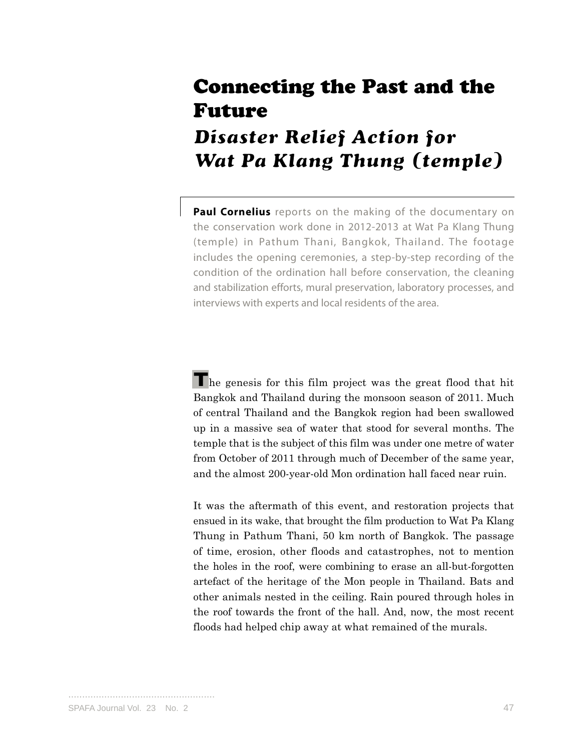# Connecting the Past and the Future

## *Disaster Relief Action for Wat Pa Klang Thung (temple)*

**Paul Cornelius** reports on the making of the documentary on the conservation work done in 2012-2013 at Wat Pa Klang Thung (temple) in Pathum Thani, Bangkok, Thailand. The footage includes the opening ceremonies, a step-by-step recording of the condition of the ordination hall before conservation, the cleaning and stabilization efforts, mural preservation, laboratory processes, and interviews with experts and local residents of the area.

The genesis for this film project was the great flood that hit Bangkok and Thailand during the monsoon season of 2011. Much of central Thailand and the Bangkok region had been swallowed up in a massive sea of water that stood for several months. The temple that is the subject of this film was under one metre of water from October of 2011 through much of December of the same year, and the almost 200-year-old Mon ordination hall faced near ruin.

It was the aftermath of this event, and restoration projects that ensued in its wake, that brought the film production to Wat Pa Klang Thung in Pathum Thani, 50 km north of Bangkok. The passage of time, erosion, other floods and catastrophes, not to mention the holes in the roof, were combining to erase an all-but-forgotten artefact of the heritage of the Mon people in Thailand. Bats and other animals nested in the ceiling. Rain poured through holes in the roof towards the front of the hall. And, now, the most recent floods had helped chip away at what remained of the murals.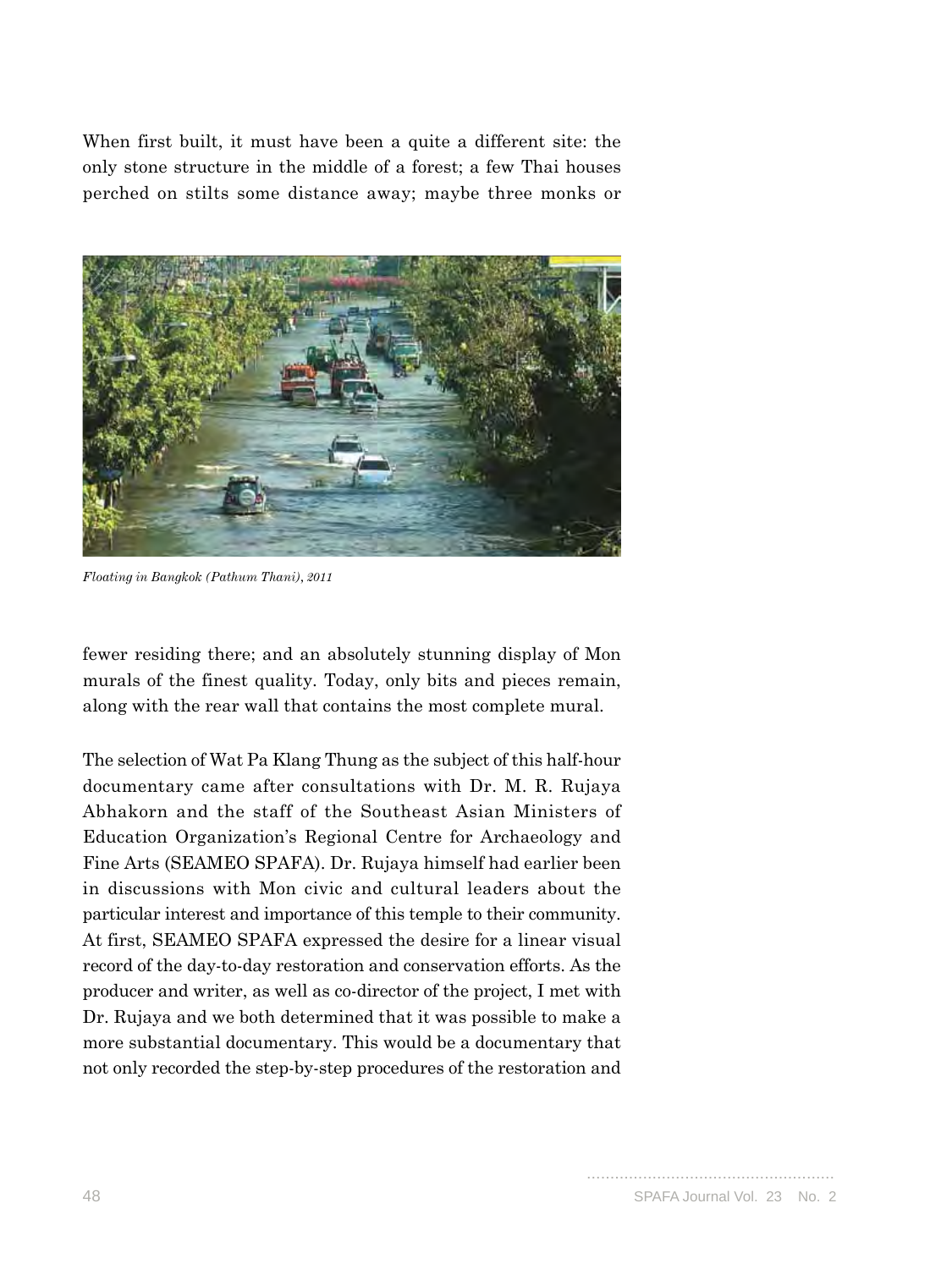When first built, it must have been a quite a different site: the only stone structure in the middle of a forest; a few Thai houses perched on stilts some distance away; maybe three monks or

*Floating in Bangkok (Pathum Thani), 2011*

fewer residing there; and an absolutely stunning display of Mon murals of the finest quality. Today, only bits and pieces remain, along with the rear wall that contains the most complete mural.

The selection of Wat Pa Klang Thung as the subject of this half-hour documentary came after consultations with Dr. M. R. Rujaya Abhakorn and the staff of the Southeast Asian Ministers of Education Organization's Regional Centre for Archaeology and Fine Arts (SEAMEO SPAFA). Dr. Rujaya himself had earlier been in discussions with Mon civic and cultural leaders about the particular interest and importance of this temple to their community. At first, SEAMEO SPAFA expressed the desire for a linear visual record of the day-to-day restoration and conservation efforts. As the producer and writer, as well as co-director of the project, I met with Dr. Rujaya and we both determined that it was possible to make a more substantial documentary. This would be a documentary that not only recorded the step-by-step procedures of the restoration and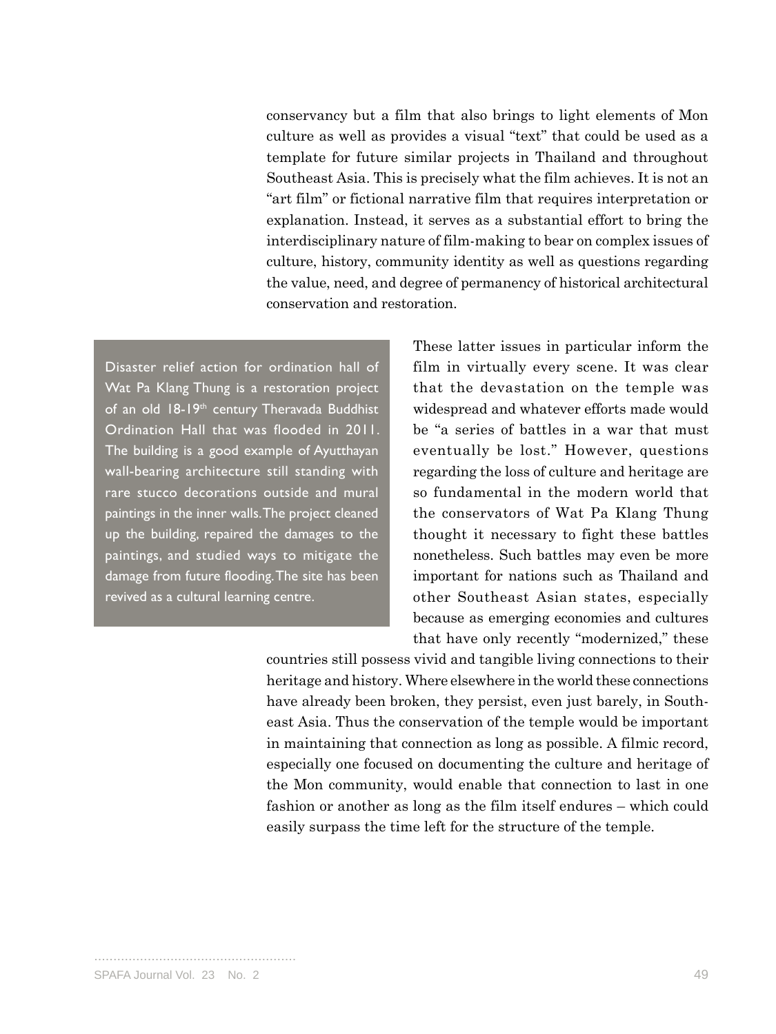conservancy but a film that also brings to light elements of Mon culture as well as provides a visual "text" that could be used as a template for future similar projects in Thailand and throughout Southeast Asia. This is precisely what the film achieves. It is not an "art film" or fictional narrative film that requires interpretation or explanation. Instead, it serves as a substantial effort to bring the interdisciplinary nature of film-making to bear on complex issues of culture, history, community identity as well as questions regarding the value, need, and degree of permanency of historical architectural conservation and restoration.

> Disaster relief action for ordination hall of Wat Pa Klang Thung is a restoration project of an old 18-19th century Theravada Buddhist Ordination Hall that was flooded in 2011. The building is a good example of Ayutthayan wall-bearing architecture still standing with rare stucco decorations outside and mural paintings in the inner walls. The project cleaned up the building, repaired the damages to the paintings, and studied ways to mitigate the damage from future flooding. The site has been revived as a cultural learning centre.

These latter issues in particular inform the film in virtually every scene. It was clear that the devastation on the temple was widespread and whatever efforts made would be "a series of battles in a war that must eventually be lost." However, questions regarding the loss of culture and heritage are so fundamental in the modern world that the conservators of Wat Pa Klang Thung thought it necessary to fight these battles nonetheless. Such battles may even be more important for nations such as Thailand and other Southeast Asian states, especially because as emerging economies and cultures that have only recently "modernized," these countries still possess vivid and tangible living connections to their heritage and history. Where elsewhere in the world these connections have already been broken, they persist, even just barely, in Southeast Asia. Thus the conservation of the temple would be important in maintaining that connection as long as possible. A filmic record, especially one focused on documenting the culture and heritage of the Mon community, would enable that connection to last in one fashion or another as long as the film itself endures – which could easily surpass the time left for the structure of the temple.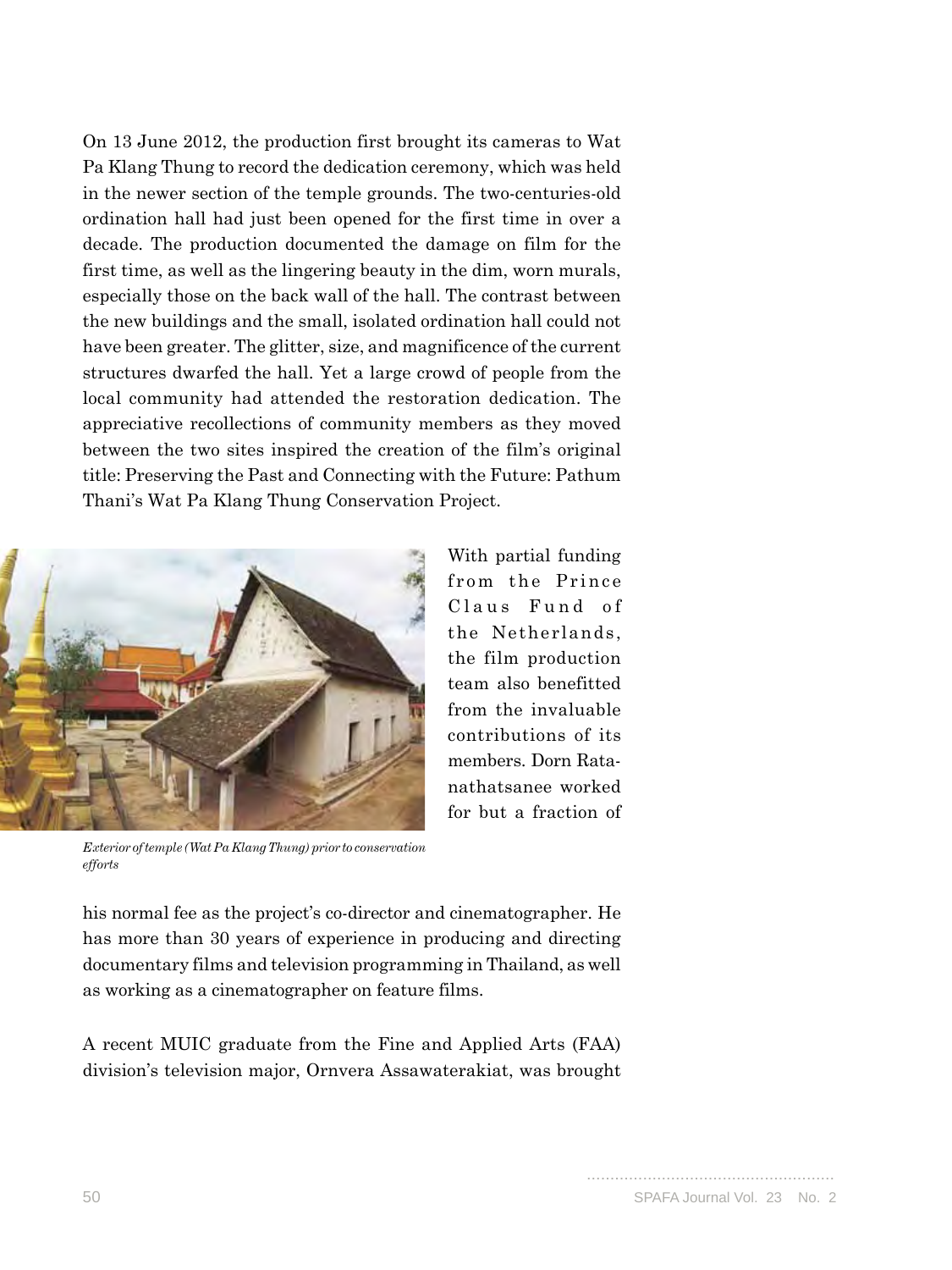On 13 June 2012, the production first brought its cameras to Wat Pa Klang Thung to record the dedication ceremony, which was held in the newer section of the temple grounds. The two-centuries-old ordination hall had just been opened for the first time in over a decade. The production documented the damage on film for the first time, as well as the lingering beauty in the dim, worn murals, especially those on the back wall of the hall. The contrast between the new buildings and the small, isolated ordination hall could not have been greater. The glitter, size, and magnificence of the current structures dwarfed the hall. Yet a large crowd of people from the local community had attended the restoration dedication. The appreciative recollections of community members as they moved between the two sites inspired the creation of the film's original title: Preserving the Past and Connecting with the Future: Pathum Thani's Wat Pa Klang Thung Conservation Project.

*Exterior of temple (Wat Pa Klang Thung) prior to conservation efforts*

With partial funding from the Prince Claus Fund of the Netherlands, the film production team also benefitted from the invaluable contributions of its members. Dorn Ratanathatsanee worked for but a fraction of his normal fee as the project's co-director and cinematographer. He has more than 30 years of experience in producing and directing documentary films and television programming in Thailand, as well as working as a cinematographer on feature films.

A recent MUIC graduate from the Fine and Applied Arts (FAA) division's television major, Ornvera Assawaterakiat, was brought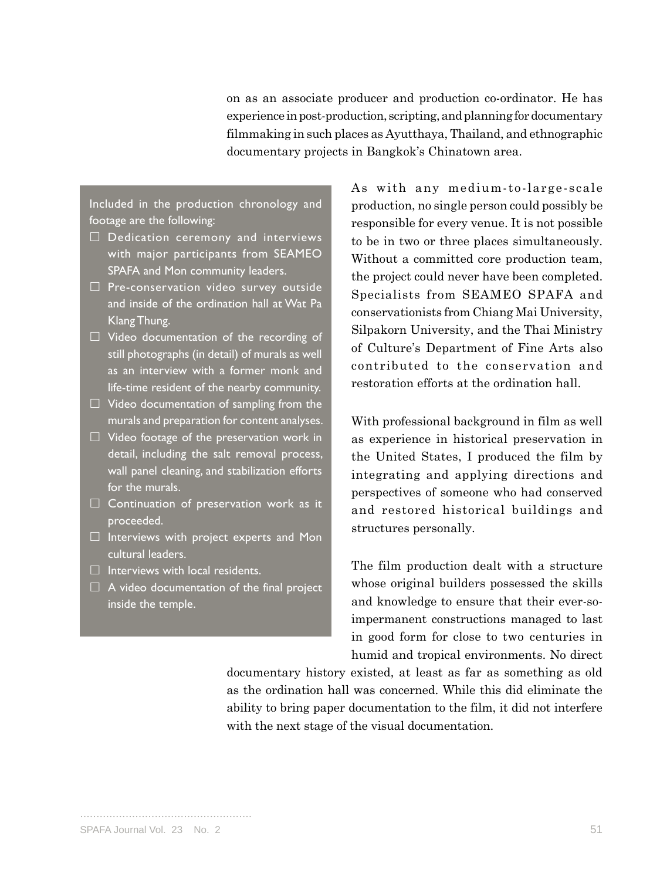on as an associate producer and production co-ordinator. He has experience in post-production, scripting, and planning for documentary filmmaking in such places as Ayutthaya, Thailand, and ethnographic documentary projects in Bangkok's Chinatown area.

Included in the production chronology and footage are the following:

- Dedication ceremony and interviews with major participants from SEAMEO SPAFA and Mon community leaders.
- Pre-conservation video survey outside and inside of the ordination hall at Wat Pa Klang Thung.
- Video documentation of the recording of still photographs (in detail) of murals as well as an interview with a former monk and life-time resident of the nearby community.
- Video documentation of sampling from the murals and preparation for content analyses.
- Video footage of the preservation work in detail, including the salt removal process, wall panel cleaning, and stabilization efforts for the murals.
- Continuation of preservation work as it proceeded.
- Interviews with project experts and Mon cultural leaders.
- Interviews with local residents.
- A video documentation of the final project inside the temple.

As with any medium-to-large-scale production, no single person could possibly be responsible for every venue. It is not possible to be in two or three places simultaneously. Without a committed core production team, the project could never have been completed. Specialists from SEAMEO SPAFA and conservationists from Chiang Mai University, Silpakorn University, and the Thai Ministry of Culture's Department of Fine Arts also contributed to the conservation and restoration efforts at the ordination hall.

With professional background in film as well as experience in historical preservation in the United States, I produced the film by integrating and applying directions and perspectives of someone who had conserved and restored historical buildings and structures personally.

The film production dealt with a structure whose original builders possessed the skills and knowledge to ensure that their ever-so-impermanent constructions managed to last in good form for close to two centuries in humid and tropical environments. No direct documentary history existed, at least as far as something as old as the ordination hall was concerned. While this did eliminate the ability to bring paper documentation to the film, it did not interfere with the next stage of the visual documentation.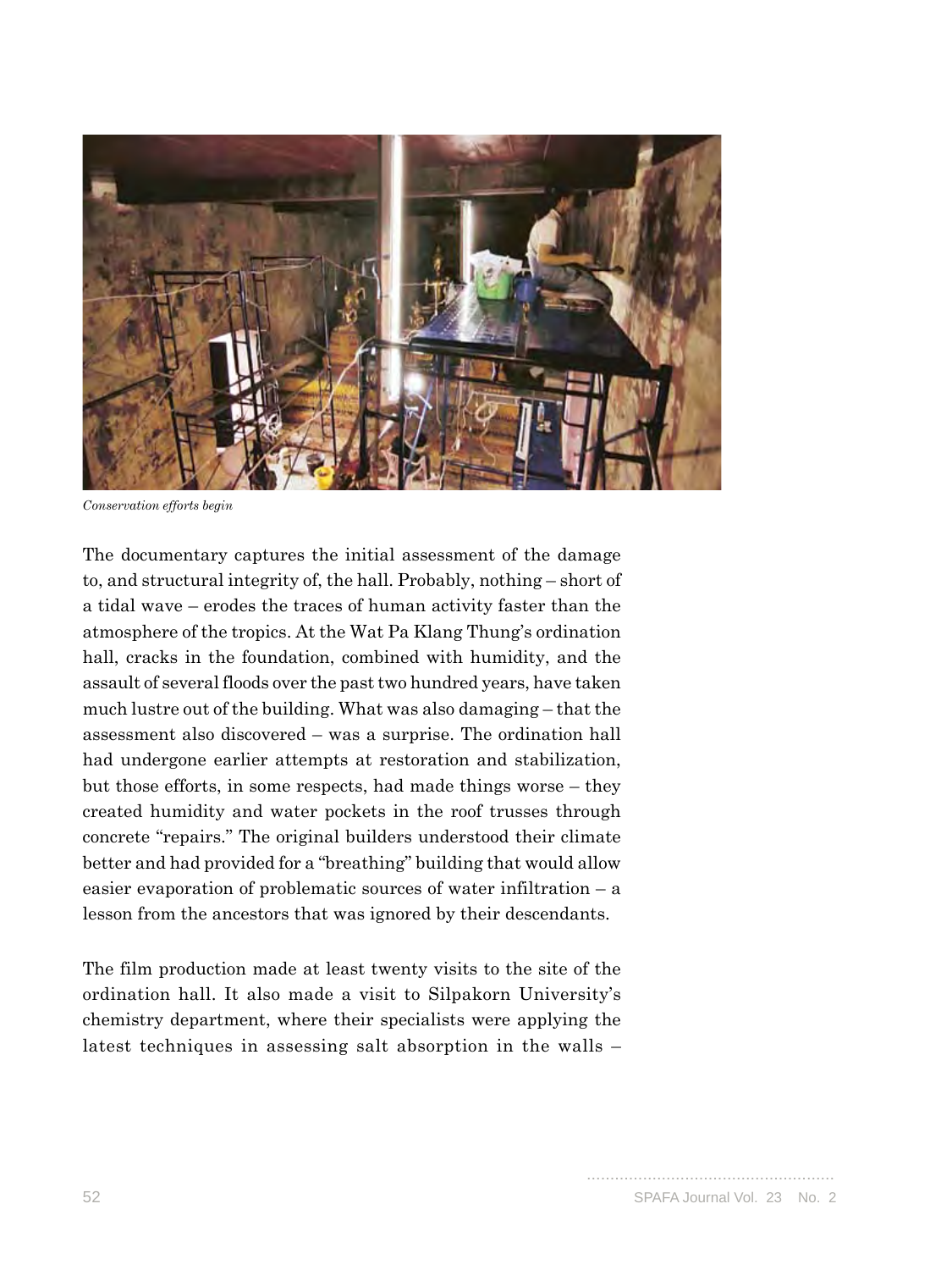*Conservation efforts begin*

The documentary captures the initial assessment of the damage to, and structural integrity of, the hall. Probably, nothing – short of a tidal wave – erodes the traces of human activity faster than the atmosphere of the tropics. At the Wat Pa Klang Thung's ordination hall, cracks in the foundation, combined with humidity, and the assault of several floods over the past two hundred years, have taken much lustre out of the building. What was also damaging – that the assessment also discovered – was a surprise. The ordination hall had undergone earlier attempts at restoration and stabilization, but those efforts, in some respects, had made things worse – they created humidity and water pockets in the roof trusses through concrete "repairs." The original builders understood their climate better and had provided for a "breathing" building that would allow easier evaporation of problematic sources of water infiltration – a lesson from the ancestors that was ignored by their descendants.

The film production made at least twenty visits to the site of the ordination hall. It also made a visit to Silpakorn University's chemistry department, where their specialists were applying the latest techniques in assessing salt absorption in the walls –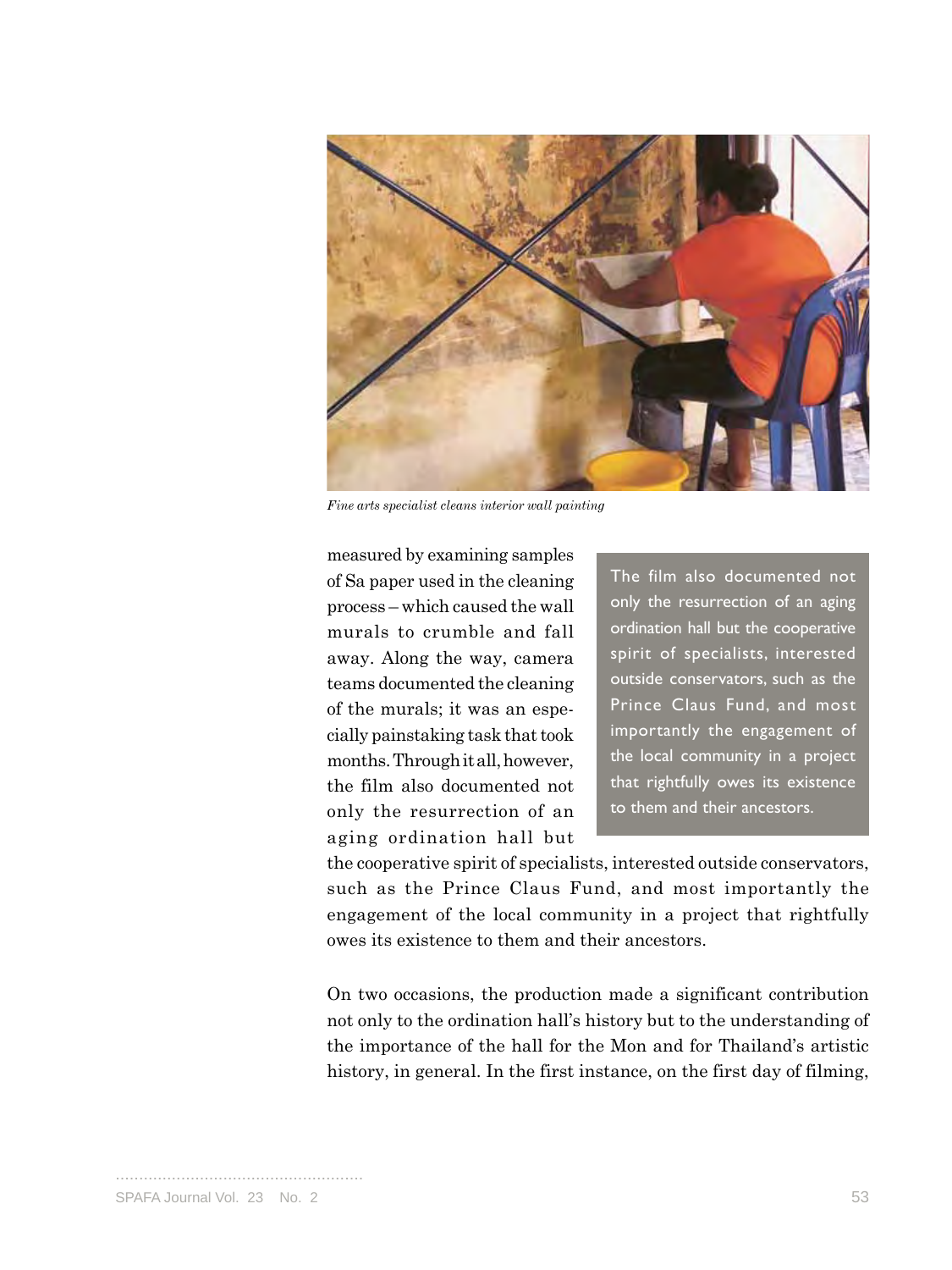*Fine arts specialist cleans interior wall painting*

measured by examining samples of Sa paper used in the cleaning process – which caused the wall murals to crumble and fall away. Along the way, camera teams documented the cleaning of the murals; it was an especially painstaking task that took months. Through it all, however, the film also documented not only the resurrection of an aging ordination hall but the cooperative spirit of specialists, interested outside conservators, such as the Prince Claus Fund, and most importantly the engagement of the local community in a project that rightfully owes its existence to them and their ancestors.

> The film also documented not only the resurrection of an aging ordination hall but the cooperative spirit of specialists, interested outside conservators, such as the Prince Claus Fund, and most importantly the engagement of the local community in a project that rightfully owes its existence to them and their ancestors.

On two occasions, the production made a significant contribution not only to the ordination hall's history but to the understanding of the importance of the hall for the Mon and for Thailand's artistic history, in general. In the first instance, on the first day of filming,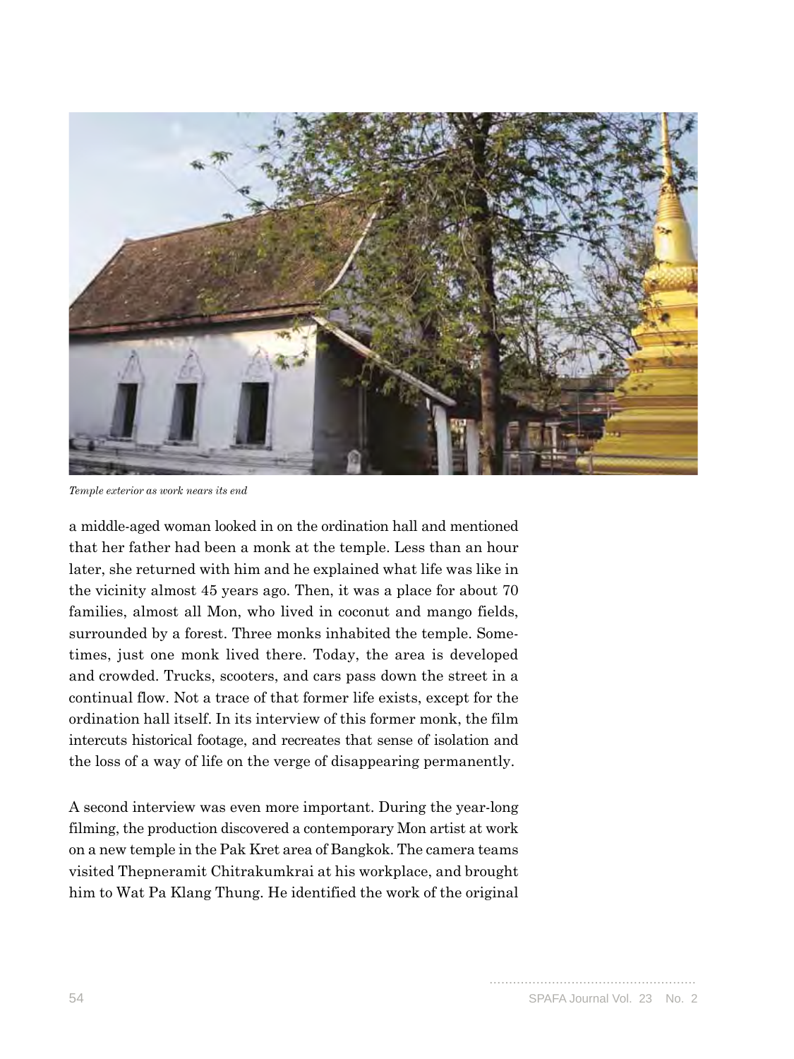*Temple exterior as work nears its end*

a middle-aged woman looked in on the ordination hall and mentioned that her father had been a monk at the temple. Less than an hour later, she returned with him and he explained what life was like in the vicinity almost 45 years ago. Then, it was a place for about 70 families, almost all Mon, who lived in coconut and mango fields, surrounded by a forest. Three monks inhabited the temple. Sometimes, just one monk lived there. Today, the area is developed and crowded. Trucks, scooters, and cars pass down the street in a continual flow. Not a trace of that former life exists, except for the ordination hall itself. In its interview of this former monk, the film intercuts historical footage, and recreates that sense of isolation and the loss of a way of life on the verge of disappearing permanently.

A second interview was even more important. During the year-long filming, the production discovered a contemporary Mon artist at work on a new temple in the Pak Kret area of Bangkok. The camera teams visited Thepneramit Chitrakumkrai at his workplace, and brought him to Wat Pa Klang Thung. He identified the work of the original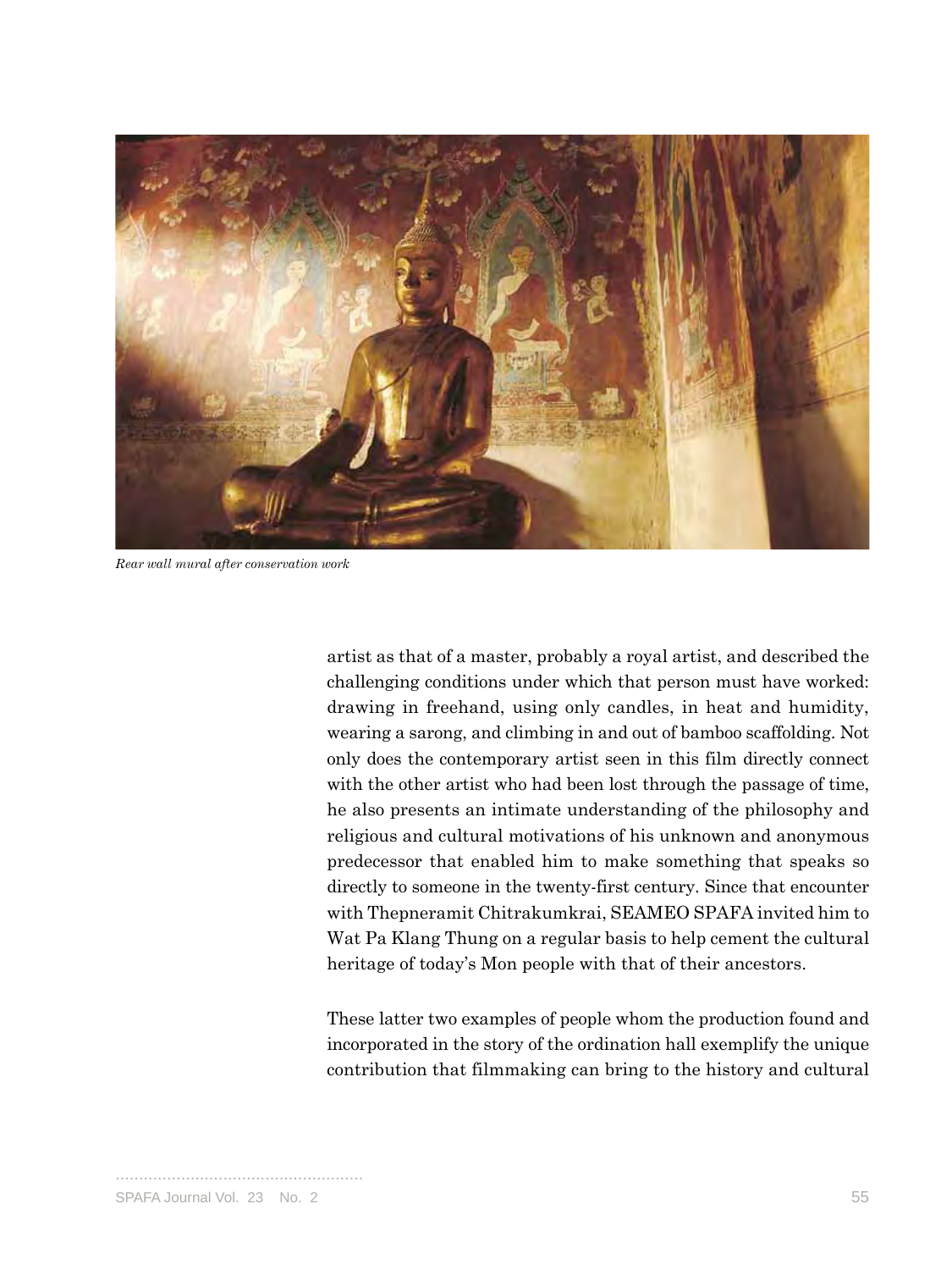*Rear wall mural after conservation work*

artist as that of a master, probably a royal artist, and described the challenging conditions under which that person must have worked: drawing in freehand, using only candles, in heat and humidity, wearing a sarong, and climbing in and out of bamboo scaffolding. Not only does the contemporary artist seen in this film directly connect with the other artist who had been lost through the passage of time, he also presents an intimate understanding of the philosophy and religious and cultural motivations of his unknown and anonymous predecessor that enabled him to make something that speaks so directly to someone in the twenty-first century. Since that encounter with Thepneramit Chitrakumkrai, SEAMEO SPAFA invited him to Wat Pa Klang Thung on a regular basis to help cement the cultural heritage of today's Mon people with that of their ancestors.

These latter two examples of people whom the production found and incorporated in the story of the ordination hall exemplify the unique contribution that filmmaking can bring to the history and cultural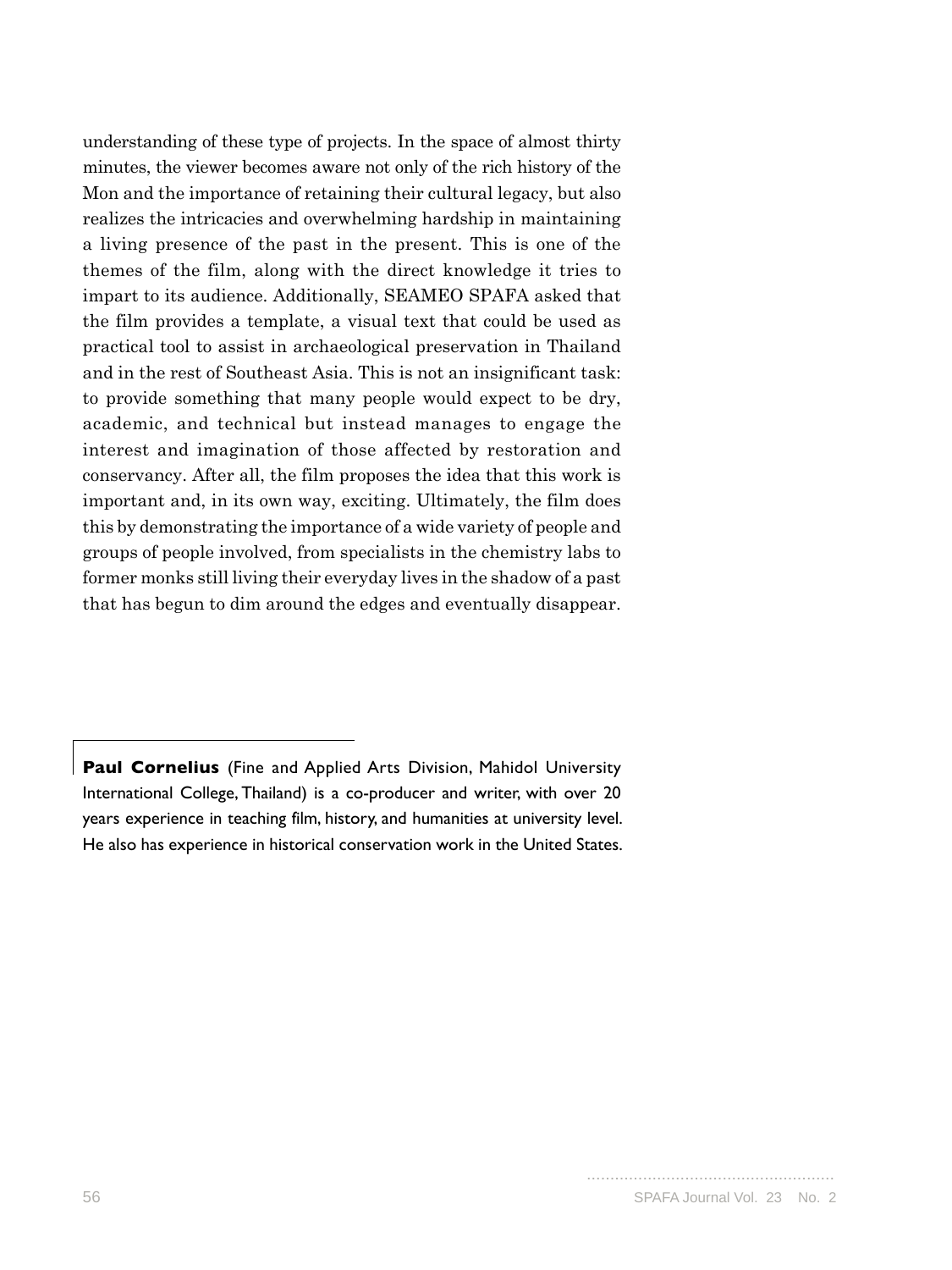understanding of these type of projects. In the space of almost thirty minutes, the viewer becomes aware not only of the rich history of the Mon and the importance of retaining their cultural legacy, but also realizes the intricacies and overwhelming hardship in maintaining a living presence of the past in the present. This is one of the themes of the film, along with the direct knowledge it tries to impart to its audience. Additionally, SEAMEO SPAFA asked that the film provides a template, a visual text that could be used as practical tool to assist in archaeological preservation in Thailand and in the rest of Southeast Asia. This is not an insignificant task: to provide something that many people would expect to be dry, academic, and technical but instead manages to engage the interest and imagination of those affected by restoration and conservancy. After all, the film proposes the idea that this work is important and, in its own way, exciting. Ultimately, the film does this by demonstrating the importance of a wide variety of people and groups of people involved, from specialists in the chemistry labs to former monks still living their everyday lives in the shadow of a past that has begun to dim around the edges and eventually disappear.

---

**Paul Cornelius** (Fine and Applied Arts Division, Mahidol University International College, Thailand) is a co-producer and writer, with over 20 years experience in teaching film, history, and humanities at university level. He also has experience in historical conservation work in the United States.